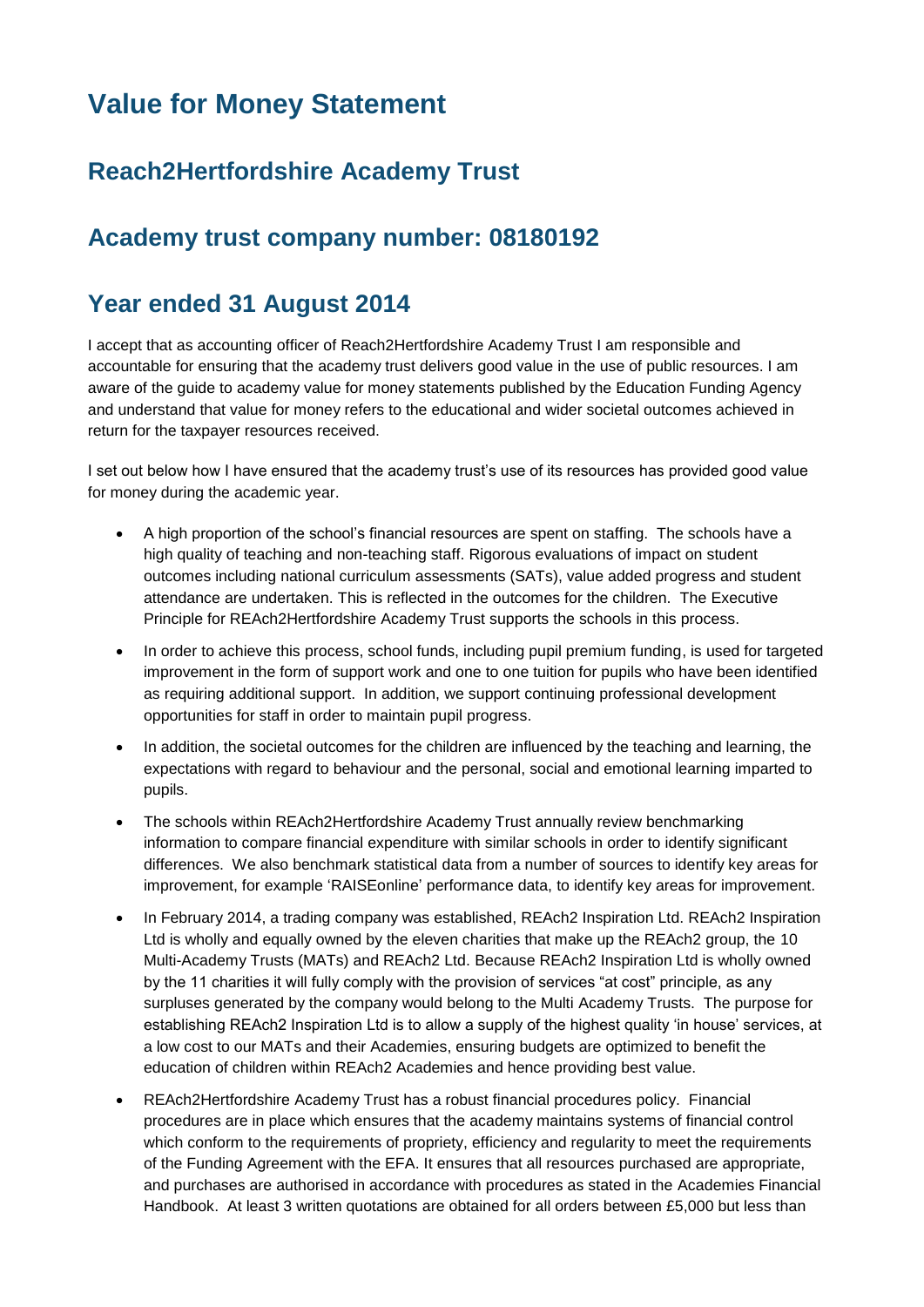# Value for Money Statement

## Reach2Hertfordshire Academy Trust

## Academy trust company number: 08180192

## Year ended 31 August 2014

I accept that as accounting officer of Reach2Hertfordshire Academy Trust I am responsible and accountable for ensuring that the academy trust delivers good value in the use of public resources. I am aware of the guide to academy value for money statements published by the Education Funding Agency and understand that value for money refers to the educational and wider societal outcomes achieved in return for the taxpayer resources received.

I set out below how I have ensured that the academy trust's use of its resources has provided good value for money during the academic year.

- A high proportion of the school's financial resources are spent on staffing. The schools have a high quality of teaching and non-teaching staff. Rigorous evaluations of impact on student outcomes including national curriculum assessments (SATs), value added progress and student attendance are undertaken. This is reflected in the outcomes for the children. The Executive Principle for REAch2Hertfordshire Academy Trust supports the schools in this process.
- In order to achieve this process, school funds, including pupil premium funding, is used for targeted improvement in the form of support work and one to one tuition for pupils who have been identified as requiring additional support. In addition, we support continuing professional development opportunities for staff in order to maintain pupil progress.
- In addition, the societal outcomes for the children are influenced by the teaching and learning, the expectations with regard to behaviour and the personal, social and emotional learning imparted to pupils.
- The schools within REAch2Hertfordshire Academy Trust annually review benchmarking information to compare financial expenditure with similar schools in order to identify significant differences. We also benchmark statistical data from a number of sources to identify key areas for improvement, for example 'RAISEonline' performance data, to identify key areas for improvement.
- In February 2014, a trading company was established, REAch2 Inspiration Ltd. REAch2 Inspiration Ltd is wholly and equally owned by the eleven charities that make up the REAch2 group, the 10 Multi-Academy Trusts (MATs) and REAch2 Ltd. Because REAch2 Inspiration Ltd is wholly owned by the 11 charities it will fully comply with the provision of services "at cost" principle, as any surpluses generated by the company would belong to the Multi Academy Trusts. The purpose for establishing REAch2 Inspiration Ltd is to allow a supply of the highest quality 'in house' services, at a low cost to our MATs and their Academies, ensuring budgets are optimized to benefit the education of children within REAch2 Academies and hence providing best value.
- REAch2Hertfordshire Academy Trust has a robust financial procedures policy. Financial procedures are in place which ensures that the academy maintains systems of financial control which conform to the requirements of propriety, efficiency and regularity to meet the requirements of the Funding Agreement with the EFA. It ensures that all resources purchased are appropriate, and purchases are authorised in accordance with procedures as stated in the Academies Financial Handbook. At least 3 written quotations are obtained for all orders between £5,000 but less than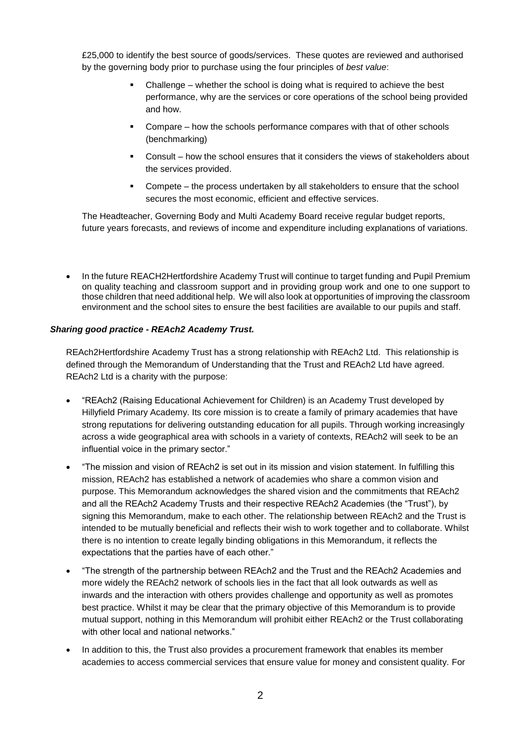£25,000 to identify the best source of goods/services. These quotes are reviewed and authorised by the governing body prior to purchase using the four principles of *best value*:

- Challenge – whether the school is doing what is required to achieve the best performance, why are the services or core operations of the school being provided and how.
- Compare – how the schools performance compares with that of other schools (benchmarking)
- Consult – how the school ensures that it considers the views of stakeholders about the services provided.
- Compete – the process undertaken by all stakeholders to ensure that the school secures the most economic, efficient and effective services.

The Headteacher, Governing Body and Multi Academy Board receive regular budget reports, future years forecasts, and reviews of income and expenditure including explanations of variations.

- In the future REACH2Hertfordshire Academy Trust will continue to target funding and Pupil Premium on quality teaching and classroom support and in providing group work and one to one support to those children that need additional help. We will also look at opportunities of improving the classroom environment and the school sites to ensure the best facilities are available to our pupils and staff.

***Sharing good practice - REAch2 Academy Trust.***

REAch2Hertfordshire Academy Trust has a strong relationship with REAch2 Ltd. This relationship is defined through the Memorandum of Understanding that the Trust and REAch2 Ltd have agreed. REAch2 Ltd is a charity with the purpose:

- "REAch2 (Raising Educational Achievement for Children) is an Academy Trust developed by Hillyfield Primary Academy. Its core mission is to create a family of primary academies that have strong reputations for delivering outstanding education for all pupils. Through working increasingly across a wide geographical area with schools in a variety of contexts, REAch2 will seek to be an influential voice in the primary sector."
- "The mission and vision of REAch2 is set out in its mission and vision statement. In fulfilling this mission, REAch2 has established a network of academies who share a common vision and purpose. This Memorandum acknowledges the shared vision and the commitments that REAch2 and all the REAch2 Academy Trusts and their respective REAch2 Academies (the "Trust"), by signing this Memorandum, make to each other. The relationship between REAch2 and the Trust is intended to be mutually beneficial and reflects their wish to work together and to collaborate. Whilst there is no intention to create legally binding obligations in this Memorandum, it reflects the expectations that the parties have of each other."
- "The strength of the partnership between REAch2 and the Trust and the REAch2 Academies and more widely the REAch2 network of schools lies in the fact that all look outwards as well as inwards and the interaction with others provides challenge and opportunity as well as promotes best practice. Whilst it may be clear that the primary objective of this Memorandum is to provide mutual support, nothing in this Memorandum will prohibit either REAch2 or the Trust collaborating with other local and national networks."
- In addition to this, the Trust also provides a procurement framework that enables its member academies to access commercial services that ensure value for money and consistent quality. For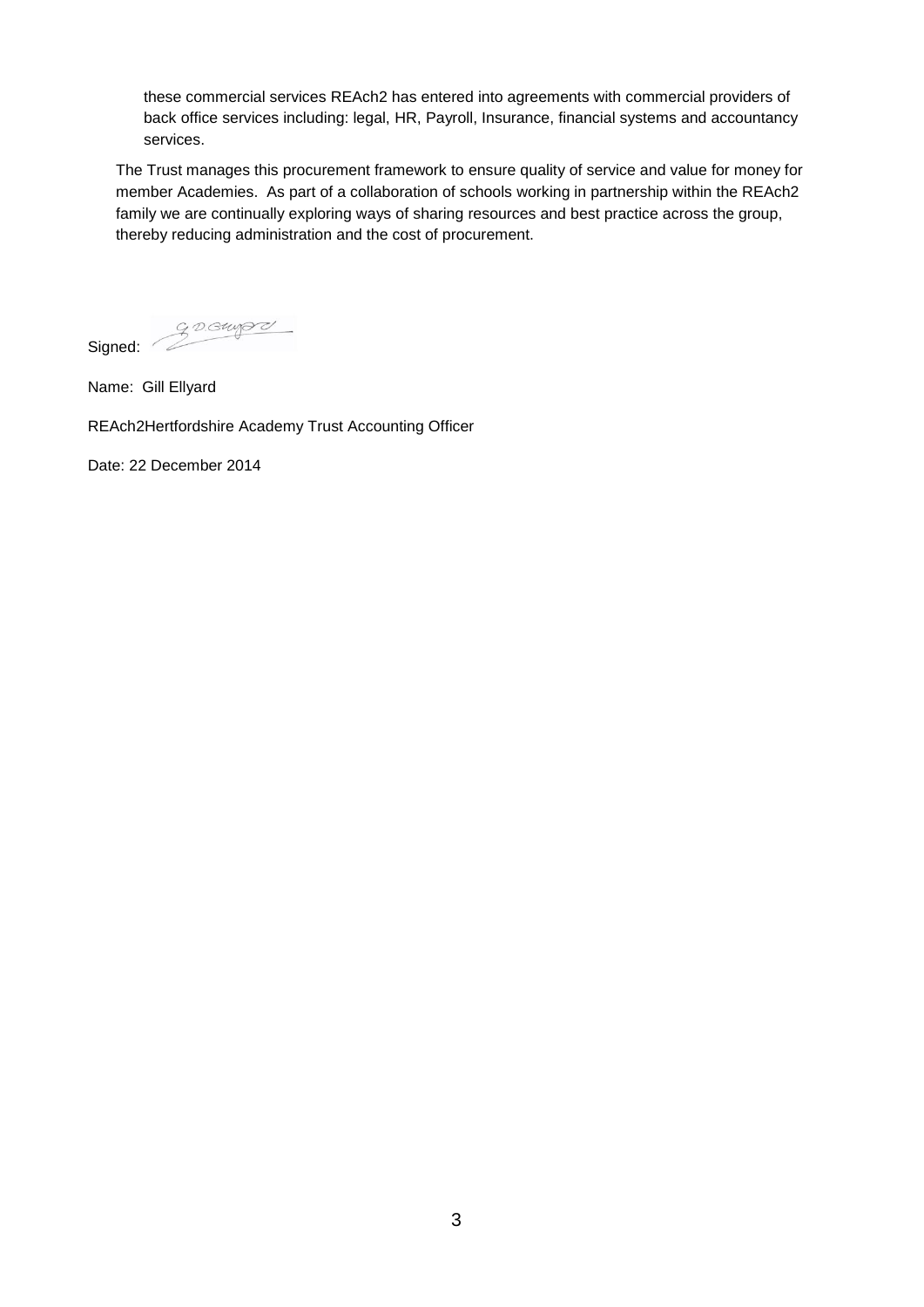these commercial services REAch2 has entered into agreements with commercial providers of back office services including: legal, HR, Payroll, Insurance, financial systems and accountancy services.

The Trust manages this procurement framework to ensure quality of service and value for money for member Academies. As part of a collaboration of schools working in partnership within the REAch2 family we are continually exploring ways of sharing resources and best practice across the group, thereby reducing administration and the cost of procurement.

Signed:

Name: Gill Ellyard

REAch2Hertfordshire Academy Trust Accounting Officer

Date: 22 December 2014